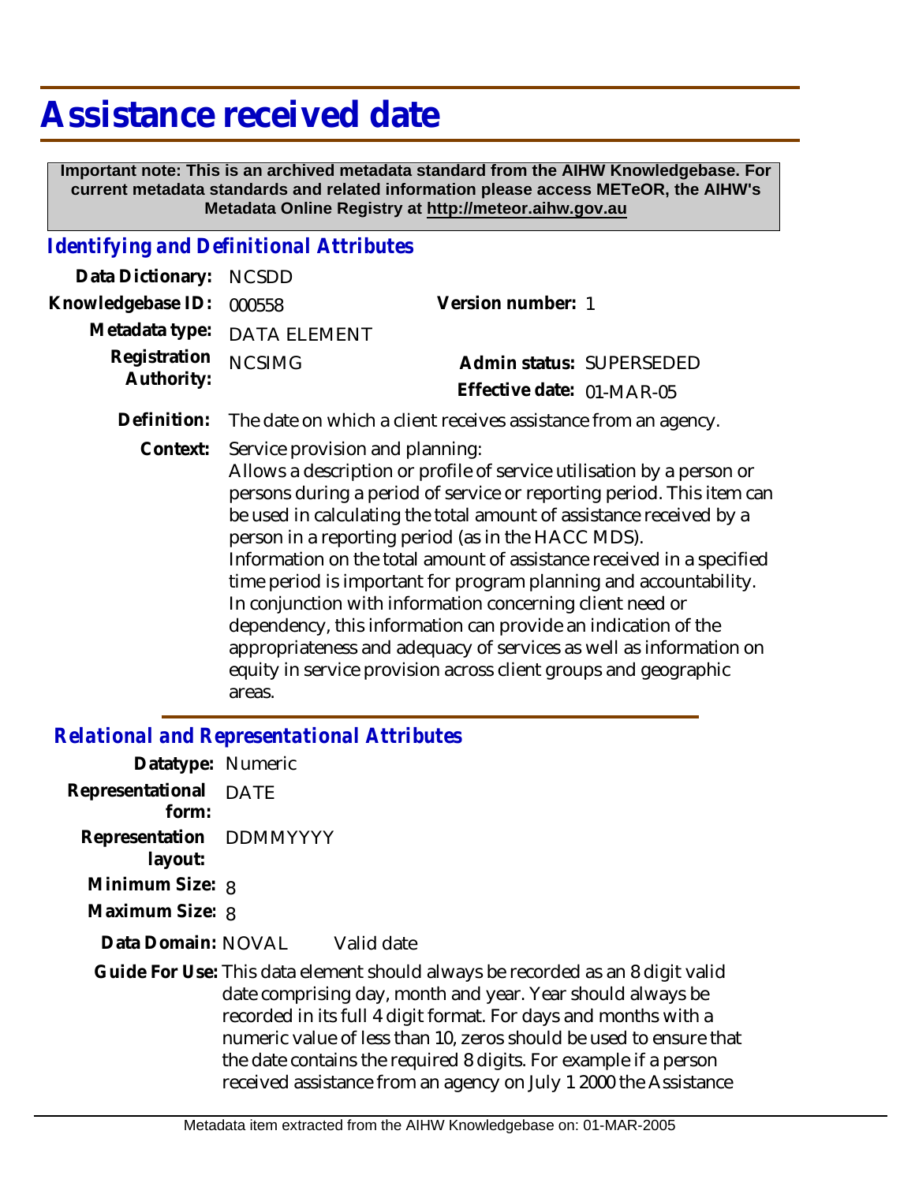# Assistance received date

**Important note: This is an archived metadata standard from the AIHW Knowledgebase. For current metadata standards and related information please access METeOR, the AIHW's Metadata Online Registry at http://meteor.aihw.gov.au**

## *Identifying and Definitional Attributes*

**Data Dictionary:** NCSDD

**Knowledgebase ID:** 000558

**Version number:** 1

**Metadata type:** DATA ELEMENT

**Registration Authority:** NCSIMG

**Admin status:** SUPERSEDED

**Effective date:** 01-MAR-05

**Definition:** The date on which a client receives assistance from an agency.

**Context:** Service provision and planning:
Allows a description or profile of service utilisation by a person or persons during a period of service or reporting period. This item can be used in calculating the total amount of assistance received by a person in a reporting period (as in the HACC MDS).
Information on the total amount of assistance received in a specified time period is important for program planning and accountability. In conjunction with information concerning client need or dependency, this information can provide an indication of the appropriateness and adequacy of services as well as information on equity in service provision across client groups and geographic areas.

## *Relational and Representational Attributes*

**Datatype:** Numeric

**Representational form:** DATE

**Representation layout:** DDMMYYYY

**Minimum Size:** 8

**Maximum Size:** 8

**Data Domain:** NOVAL Valid date

**Guide For Use:** This data element should always be recorded as an 8 digit valid date comprising day, month and year. Year should always be recorded in its full 4 digit format. For days and months with a numeric value of less than 10, zeros should be used to ensure that the date contains the required 8 digits. For example if a person received assistance from an agency on July 1 2000 the Assistance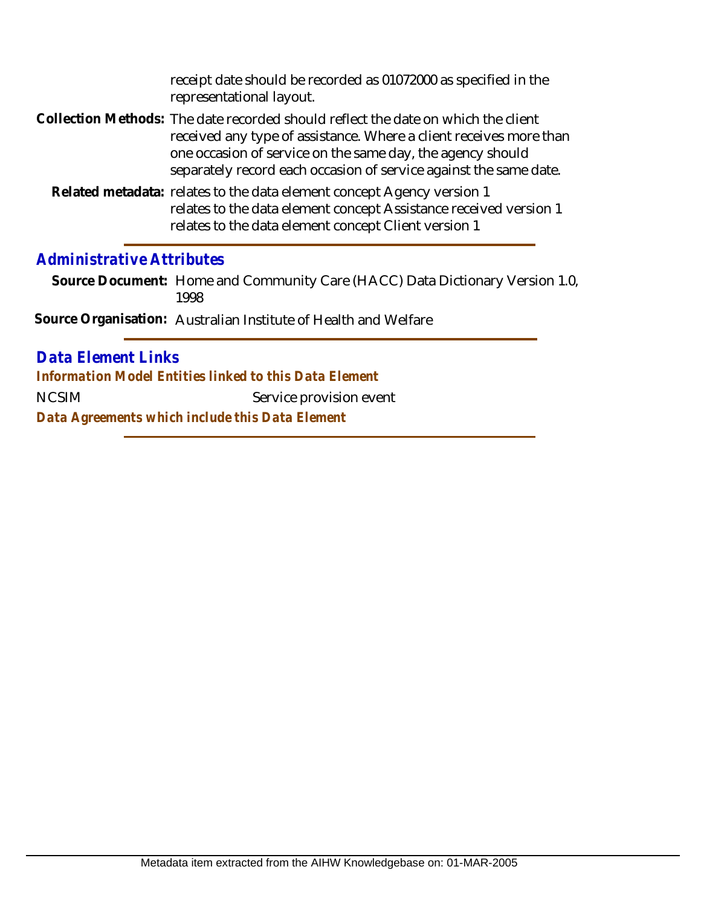receipt date should be recorded as 01072000 as specified in the representational layout.

**Collection Methods:** The date recorded should reflect the date on which the client received any type of assistance. Where a client receives more than one occasion of service on the same day, the agency should separately record each occasion of service against the same date.

**Related metadata:** relates to the data element concept Agency version 1
relates to the data element concept Assistance received version 1
relates to the data element concept Client version 1

## Administrative Attributes

**Source Document:** Home and Community Care (HACC) Data Dictionary Version 1.0, 1998

**Source Organisation:** Australian Institute of Health and Welfare

## Data Element Links

### Information Model Entities linked to this Data Element

| | |
|---|---|
| NCSIM | Service provision event |

### Data Agreements which include this Data Element